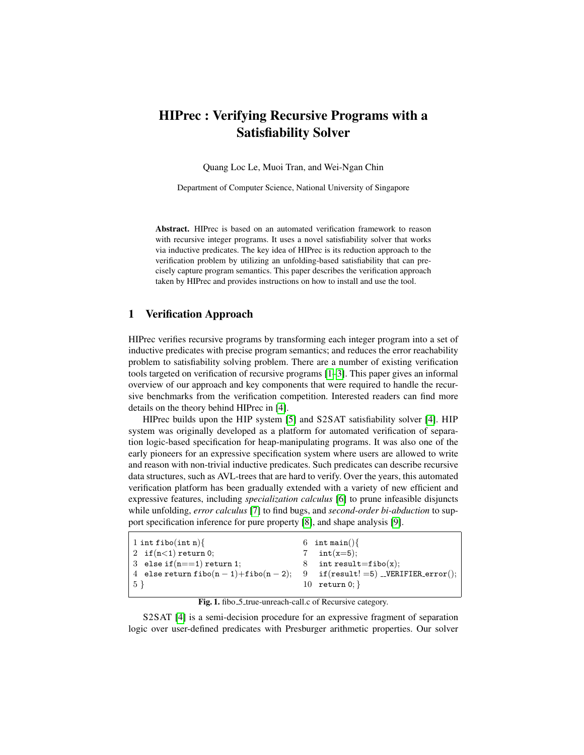# HIPrec : Verifying Recursive Programs with a Satisfiability Solver

Quang Loc Le, Muoi Tran, and Wei-Ngan Chin

Department of Computer Science, National University of Singapore

**Abstract.** HIPrec is based on an automated verification framework to reason with recursive integer programs. It uses a novel satisfiability solver that works via inductive predicates. The key idea of HIPrec is its reduction approach to the verification problem by utilizing an unfolding-based satisfiability that can precisely capture program semantics. This paper describes the verification approach taken by HIPrec and provides instructions on how to install and use the tool.

## 1 Verification Approach

HIPrec verifies recursive programs by transforming each integer program into a set of inductive predicates with precise program semantics; and reduces the error reachability problem to satisfiability solving problem. There are a number of existing verification tools targeted on verification of recursive programs [1–3]. This paper gives an informal overview of our approach and key components that were required to handle the recursive benchmarks from the verification competition. Interested readers can find more details on the theory behind HIPrec in [4].

HIPrec builds upon the HIP system [5] and S2SAT satisfiability solver [4]. HIP system was originally developed as a platform for automated verification of separation logic-based specification for heap-manipulating programs. It was also one of the early pioneers for an expressive specification system where users are allowed to write and reason with non-trivial inductive predicates. Such predicates can describe recursive data structures, such as AVL-trees that are hard to verify. Over the years, this automated verification platform has been gradually extended with a variety of new efficient and expressive features, including *specialization calculus* [6] to prune infeasible disjuncts while unfolding, *error calculus* [7] to find bugs, and *second-order bi-abduction* to support specification inference for pure property [8], and shape analysis [9].

```
1 int fibo(int n){
2  if(n<1) return 0;
3  else if(n==1) return 1;
4  else return fibo(n − 1)+fibo(n − 2);
5 }
6  int main(){
7   int(x=5);
8   int result=fibo(x);
9   if(result! =5) __VERIFIER_error();
10  return 0; }
```

**Fig. 1.** fibo_5_true-unreach-call.c of Recursive category.

S2SAT [4] is a semi-decision procedure for an expressive fragment of separation logic over user-defined predicates with Presburger arithmetic properties. Our solver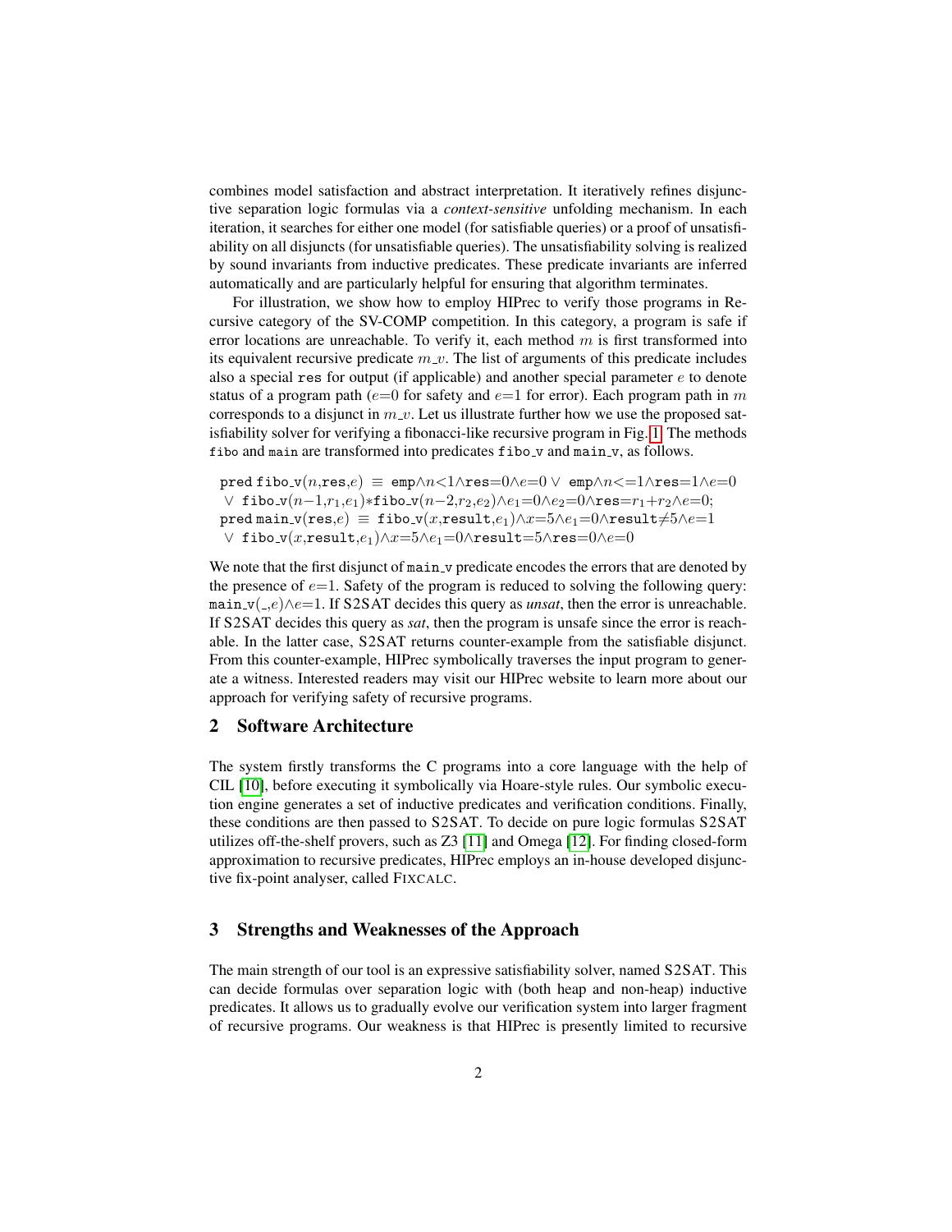combines model satisfaction and abstract interpretation. It iteratively refines disjunctive separation logic formulas via a *context-sensitive* unfolding mechanism. In each iteration, it searches for either one model (for satisfiable queries) or a proof of unsatisfiability on all disjuncts (for unsatisfiable queries). The unsatisfiability solving is realized by sound invariants from inductive predicates. These predicate invariants are inferred automatically and are particularly helpful for ensuring that algorithm terminates.

For illustration, we show how to employ HIPrec to verify those programs in Recursive category of the SV-COMP competition. In this category, a program is safe if error locations are unreachable. To verify it, each method $m$ is first transformed into its equivalent recursive predicate $m\_v$. The list of arguments of this predicate includes also a special `res` for output (if applicable) and another special parameter $e$ to denote status of a program path ($e$=0 for safety and $e$=1 for error). Each program path in $m$ corresponds to a disjunct in $m\_v$. Let us illustrate further how we use the proposed satisfiability solver for verifying a fibonacci-like recursive program in Fig. 1. The methods `fibo` and `main` are transformed into predicates `fibo_v` and `main_v`, as follows.

$$
\begin{array}{l}
\texttt{pred fibo\_v}(n,\texttt{res},e) \;\equiv\; \texttt{emp}{\wedge}n{<}1{\wedge}\texttt{res}{=}0{\wedge}e{=}0 \;\vee\; \texttt{emp}{\wedge}n{<=}1{\wedge}\texttt{res}{=}1{\wedge}e{=}0 \\
\;\vee\; \texttt{fibo\_v}(n{-}1,r_1,e_1){*}\texttt{fibo\_v}(n{-}2,r_2,e_2){\wedge}e_1{=}0{\wedge}e_2{=}0{\wedge}\texttt{res}{=}r_1{+}r_2{\wedge}e{=}0; \\
\texttt{pred main\_v}(\texttt{res},e) \;\equiv\; \texttt{fibo\_v}(x,\texttt{result},e_1){\wedge}x{=}5{\wedge}e_1{=}0{\wedge}\texttt{result}{\neq}5{\wedge}e{=}1 \\
\;\vee\; \texttt{fibo\_v}(x,\texttt{result},e_1){\wedge}x{=}5{\wedge}e_1{=}0{\wedge}\texttt{result}{=}5{\wedge}\texttt{res}{=}0{\wedge}e{=}0
\end{array}
$$

We note that the first disjunct of `main_v` predicate encodes the errors that are denoted by the presence of $e$=1. Safety of the program is reduced to solving the following query: $\texttt{main\_v}(\_,e){\wedge}e{=}1$. If S2SAT decides this query as *unsat*, then the error is unreachable. If S2SAT decides this query as *sat*, then the program is unsafe since the error is reachable. In the latter case, S2SAT returns counter-example from the satisfiable disjunct. From this counter-example, HIPrec symbolically traverses the input program to generate a witness. Interested readers may visit our HIPrec website to learn more about our approach for verifying safety of recursive programs.

## 2 Software Architecture

The system firstly transforms the C programs into a core language with the help of CIL [10], before executing it symbolically via Hoare-style rules. Our symbolic execution engine generates a set of inductive predicates and verification conditions. Finally, these conditions are then passed to S2SAT. To decide on pure logic formulas S2SAT utilizes off-the-shelf provers, such as Z3 [11] and Omega [12]. For finding closed-form approximation to recursive predicates, HIPrec employs an in-house developed disjunctive fix-point analyser, called FIXCALC.

## 3 Strengths and Weaknesses of the Approach

The main strength of our tool is an expressive satisfiability solver, named S2SAT. This can decide formulas over separation logic with (both heap and non-heap) inductive predicates. It allows us to gradually evolve our verification system into larger fragment of recursive programs. Our weakness is that HIPrec is presently limited to recursive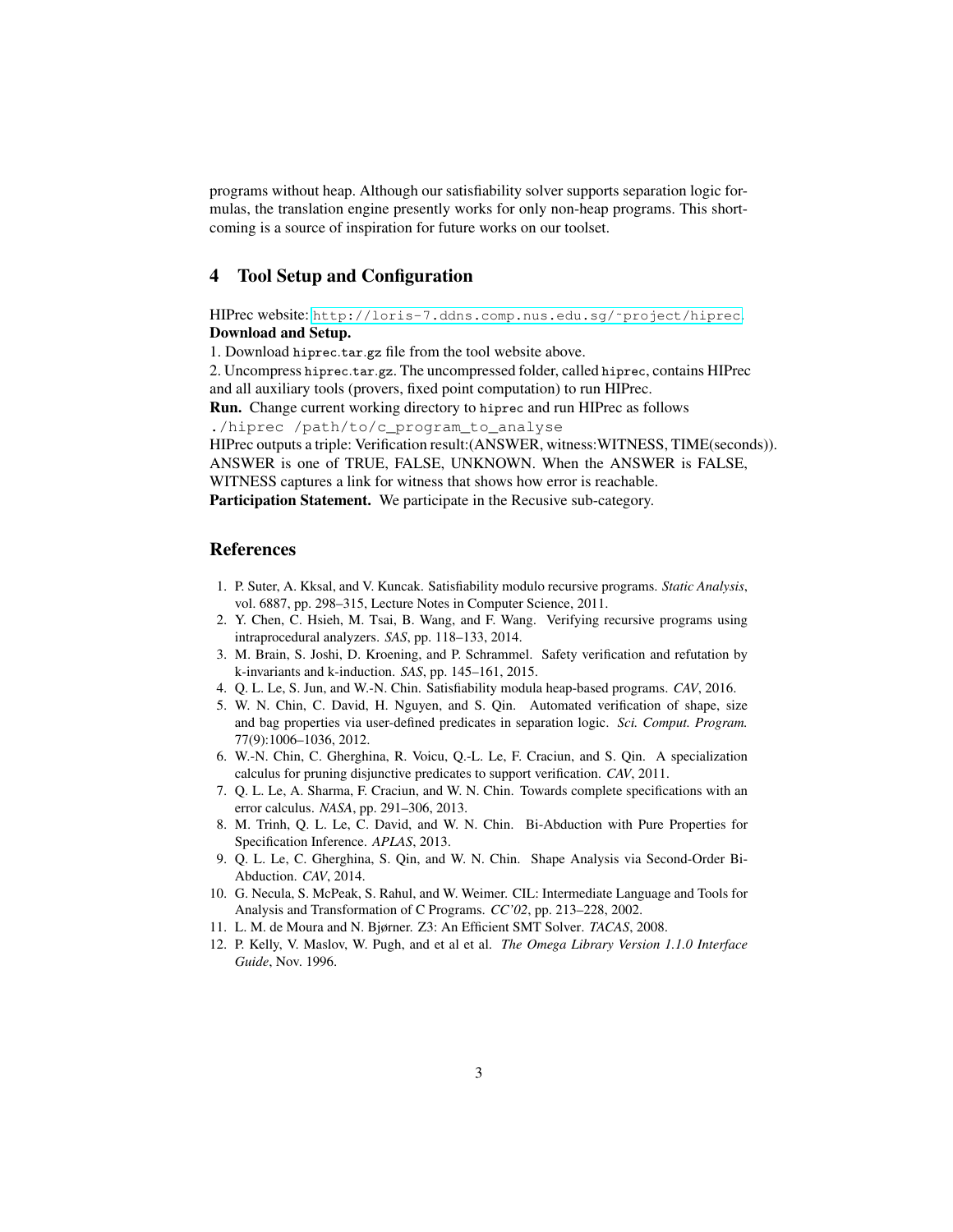programs without heap. Although our satisfiability solver supports separation logic formulas, the translation engine presently works for only non-heap programs. This shortcoming is a source of inspiration for future works on our toolset.

## 4 Tool Setup and Configuration

HIPrec website: http://loris-7.ddns.comp.nus.edu.sg/~project/hiprec.
**Download and Setup.**
1. Download `hiprec.tar.gz` file from the tool website above.
2. Uncompress `hiprec.tar.gz`. The uncompressed folder, called `hiprec`, contains HIPrec and all auxiliary tools (provers, fixed point computation) to run HIPrec.
**Run.** Change current working directory to `hiprec` and run HIPrec as follows

```
./hiprec /path/to/c_program_to_analyse
```

HIPrec outputs a triple: Verification result:(ANSWER, witness:WITNESS, TIME(seconds)). ANSWER is one of TRUE, FALSE, UNKNOWN. When the ANSWER is FALSE, WITNESS captures a link for witness that shows how error is reachable.
**Participation Statement.** We participate in the Recusive sub-category.

## References

1. P. Suter, A. Kksal, and V. Kuncak. Satisfiability modulo recursive programs. *Static Analysis*, vol. 6887, pp. 298–315, Lecture Notes in Computer Science, 2011.
2. Y. Chen, C. Hsieh, M. Tsai, B. Wang, and F. Wang. Verifying recursive programs using intraprocedural analyzers. *SAS*, pp. 118–133, 2014.
3. M. Brain, S. Joshi, D. Kroening, and P. Schrammel. Safety verification and refutation by k-invariants and k-induction. *SAS*, pp. 145–161, 2015.
4. Q. L. Le, S. Jun, and W.-N. Chin. Satisfiability modula heap-based programs. *CAV*, 2016.
5. W. N. Chin, C. David, H. Nguyen, and S. Qin. Automated verification of shape, size and bag properties via user-defined predicates in separation logic. *Sci. Comput. Program.* 77(9):1006–1036, 2012.
6. W.-N. Chin, C. Gherghina, R. Voicu, Q.-L. Le, F. Craciun, and S. Qin. A specialization calculus for pruning disjunctive predicates to support verification. *CAV*, 2011.
7. Q. L. Le, A. Sharma, F. Craciun, and W. N. Chin. Towards complete specifications with an error calculus. *NASA*, pp. 291–306, 2013.
8. M. Trinh, Q. L. Le, C. David, and W. N. Chin. Bi-Abduction with Pure Properties for Specification Inference. *APLAS*, 2013.
9. Q. L. Le, C. Gherghina, S. Qin, and W. N. Chin. Shape Analysis via Second-Order Bi-Abduction. *CAV*, 2014.
10. G. Necula, S. McPeak, S. Rahul, and W. Weimer. CIL: Intermediate Language and Tools for Analysis and Transformation of C Programs. *CC'02*, pp. 213–228, 2002.
11. L. M. de Moura and N. Bjørner. Z3: An Efficient SMT Solver. *TACAS*, 2008.
12. P. Kelly, V. Maslov, W. Pugh, and et al et al. *The Omega Library Version 1.1.0 Interface Guide*, Nov. 1996.